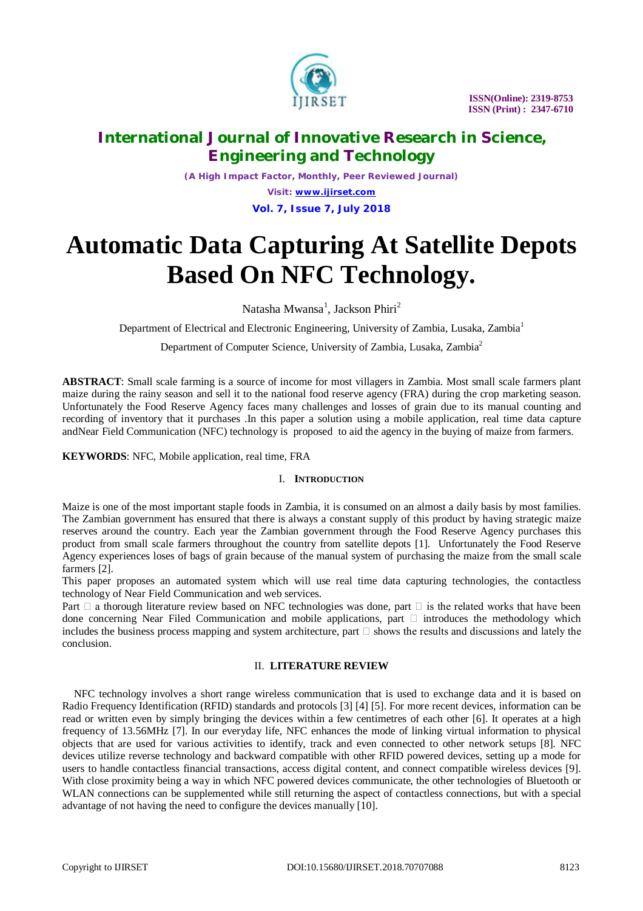# Automatic Data Capturing At Satellite Depots Based On NFC Technology.

Natasha Mwansa[1], Jackson Phiri[2]

Department of Electrical and Electronic Engineering, University of Zambia, Lusaka, Zambia[1]

Department of Computer Science, University of Zambia, Lusaka, Zambia[2]

**ABSTRACT**: Small scale farming is a source of income for most villagers in Zambia. Most small scale farmers plant maize during the rainy season and sell it to the national food reserve agency (FRA) during the crop marketing season. Unfortunately the Food Reserve Agency faces many challenges and losses of grain due to its manual counting and recording of inventory that it purchases .In this paper a solution using a mobile application, real time data capture andNear Field Communication (NFC) technology is proposed to aid the agency in the buying of maize from farmers.

**KEYWORDS**: NFC, Mobile application, real time, FRA

## I. INTRODUCTION

Maize is one of the most important staple foods in Zambia, it is consumed on an almost a daily basis by most families. The Zambian government has ensured that there is always a constant supply of this product by having strategic maize reserves around the country. Each year the Zambian government through the Food Reserve Agency purchases this product from small scale farmers throughout the country from satellite depots [1]. Unfortunately the Food Reserve Agency experiences loses of bags of grain because of the manual system of purchasing the maize from the small scale farmers [2].

This paper proposes an automated system which will use real time data capturing technologies, the contactless technology of Near Field Communication and web services.

Part  a thorough literature review based on NFC technologies was done, part  is the related works that have been done concerning Near Filed Communication and mobile applications, part  introduces the methodology which includes the business process mapping and system architecture, part  shows the results and discussions and lately the conclusion.

## II. LITERATURE REVIEW

NFC technology involves a short range wireless communication that is used to exchange data and it is based on Radio Frequency Identification (RFID) standards and protocols [3] [4] [5]. For more recent devices, information can be read or written even by simply bringing the devices within a few centimetres of each other [6]. It operates at a high frequency of 13.56MHz [7]. In our everyday life, NFC enhances the mode of linking virtual information to physical objects that are used for various activities to identify, track and even connected to other network setups [8]. NFC devices utilize reverse technology and backward compatible with other RFID powered devices, setting up a mode for users to handle contactless financial transactions, access digital content, and connect compatible wireless devices [9]. With close proximity being a way in which NFC powered devices communicate, the other technologies of Bluetooth or WLAN connections can be supplemented while still returning the aspect of contactless connections, but with a special advantage of not having the need to configure the devices manually [10].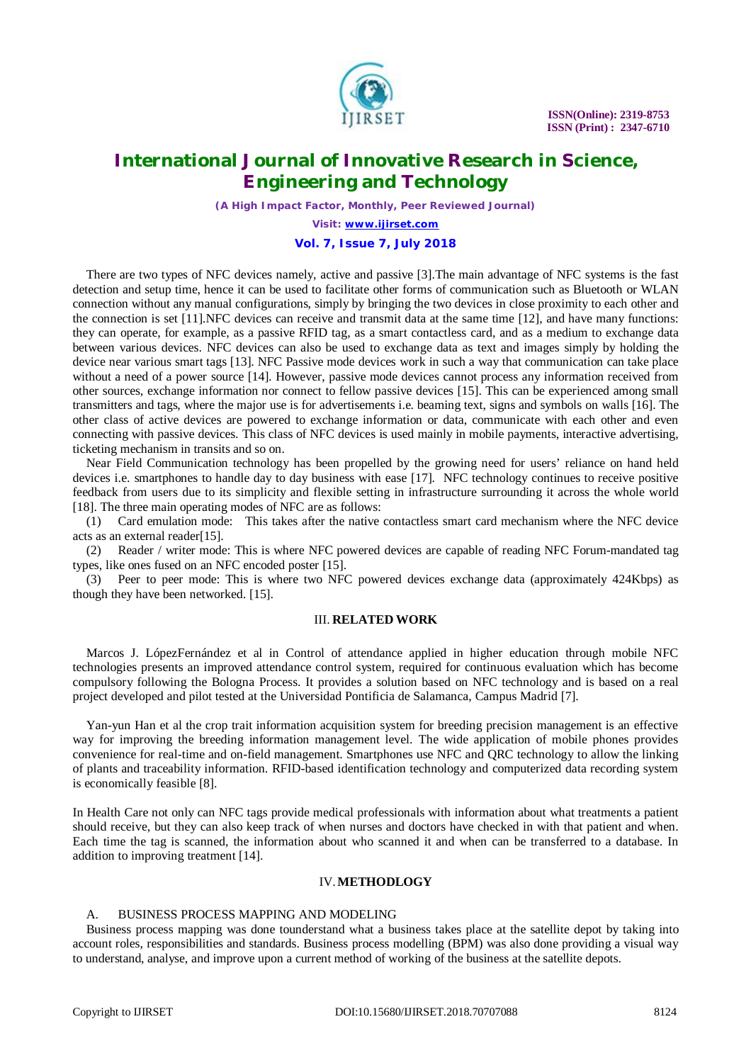There are two types of NFC devices namely, active and passive [3].The main advantage of NFC systems is the fast detection and setup time, hence it can be used to facilitate other forms of communication such as Bluetooth or WLAN connection without any manual configurations, simply by bringing the two devices in close proximity to each other and the connection is set [11].NFC devices can receive and transmit data at the same time [12], and have many functions: they can operate, for example, as a passive RFID tag, as a smart contactless card, and as a medium to exchange data between various devices. NFC devices can also be used to exchange data as text and images simply by holding the device near various smart tags [13]. NFC Passive mode devices work in such a way that communication can take place without a need of a power source [14]. However, passive mode devices cannot process any information received from other sources, exchange information nor connect to fellow passive devices [15]. This can be experienced among small transmitters and tags, where the major use is for advertisements i.e. beaming text, signs and symbols on walls [16]. The other class of active devices are powered to exchange information or data, communicate with each other and even connecting with passive devices. This class of NFC devices is used mainly in mobile payments, interactive advertising, ticketing mechanism in transits and so on.

Near Field Communication technology has been propelled by the growing need for users' reliance on hand held devices i.e. smartphones to handle day to day business with ease [17]. NFC technology continues to receive positive feedback from users due to its simplicity and flexible setting in infrastructure surrounding it across the whole world [18]. The three main operating modes of NFC are as follows:

(1) Card emulation mode: This takes after the native contactless smart card mechanism where the NFC device acts as an external reader[15].

(2) Reader / writer mode: This is where NFC powered devices are capable of reading NFC Forum-mandated tag types, like ones fused on an NFC encoded poster [15].

(3) Peer to peer mode: This is where two NFC powered devices exchange data (approximately 424Kbps) as though they have been networked. [15].

## III. RELATED WORK

Marcos J. LópezFernández et al in Control of attendance applied in higher education through mobile NFC technologies presents an improved attendance control system, required for continuous evaluation which has become compulsory following the Bologna Process. It provides a solution based on NFC technology and is based on a real project developed and pilot tested at the Universidad Pontificia de Salamanca, Campus Madrid [7].

Yan-yun Han et al the crop trait information acquisition system for breeding precision management is an effective way for improving the breeding information management level. The wide application of mobile phones provides convenience for real-time and on-field management. Smartphones use NFC and QRC technology to allow the linking of plants and traceability information. RFID-based identification technology and computerized data recording system is economically feasible [8].

In Health Care not only can NFC tags provide medical professionals with information about what treatments a patient should receive, but they can also keep track of when nurses and doctors have checked in with that patient and when. Each time the tag is scanned, the information about who scanned it and when can be transferred to a database. In addition to improving treatment [14].

## IV. METHODLOGY

### A. BUSINESS PROCESS MAPPING AND MODELING

Business process mapping was done tounderstand what a business takes place at the satellite depot by taking into account roles, responsibilities and standards. Business process modelling (BPM) was also done providing a visual way to understand, analyse, and improve upon a current method of working of the business at the satellite depots.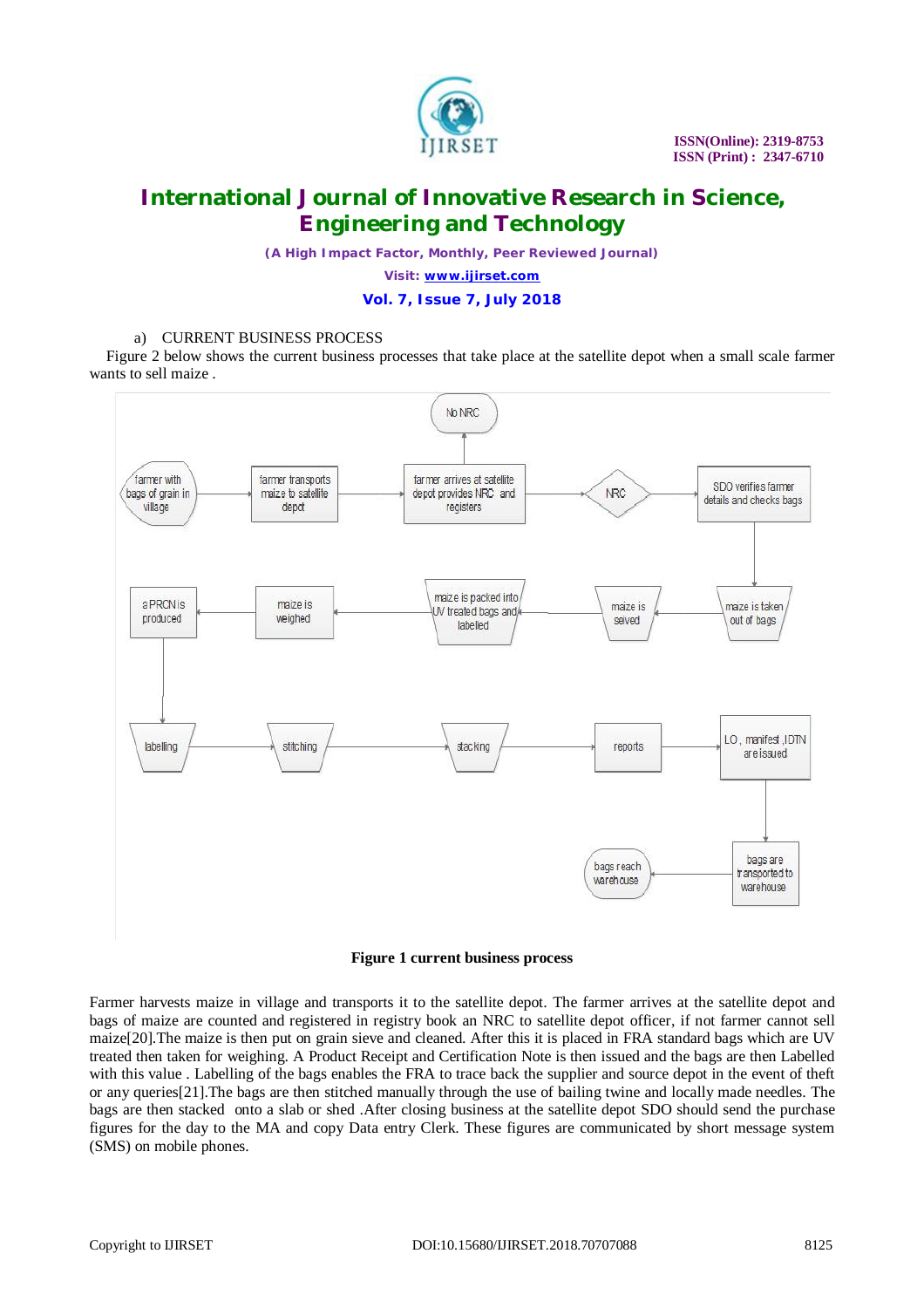a) CURRENT BUSINESS PROCESS

Figure 2 below shows the current business processes that take place at the satellite depot when a small scale farmer wants to sell maize .

**Figure 1 current business process**

Farmer harvests maize in village and transports it to the satellite depot. The farmer arrives at the satellite depot and bags of maize are counted and registered in registry book an NRC to satellite depot officer, if not farmer cannot sell maize[20].The maize is then put on grain sieve and cleaned. After this it is placed in FRA standard bags which are UV treated then taken for weighing. A Product Receipt and Certification Note is then issued and the bags are then Labelled with this value . Labelling of the bags enables the FRA to trace back the supplier and source depot in the event of theft or any queries[21].The bags are then stitched manually through the use of bailing twine and locally made needles. The bags are then stacked onto a slab or shed .After closing business at the satellite depot SDO should send the purchase figures for the day to the MA and copy Data entry Clerk. These figures are communicated by short message system (SMS) on mobile phones.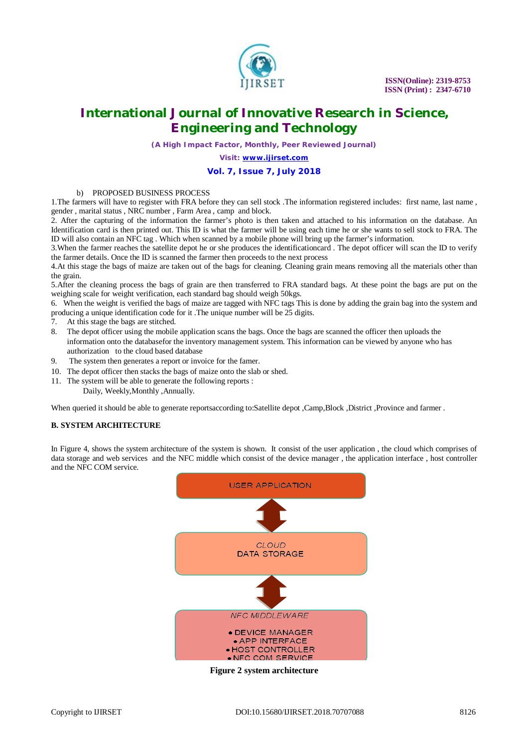b) PROPOSED BUSINESS PROCESS

1.The farmers will have to register with FRA before they can sell stock .The information registered includes: first name, last name , gender , marital status , NRC number , Farm Area , camp and block.

2. After the capturing of the information the farmer's photo is then taken and attached to his information on the database. An Identification card is then printed out. This ID is what the farmer will be using each time he or she wants to sell stock to FRA. The ID will also contain an NFC tag . Which when scanned by a mobile phone will bring up the farmer's information.

3.When the farmer reaches the satellite depot he or she produces the identificationcard . The depot officer will scan the ID to verify the farmer details. Once the ID is scanned the farmer then proceeds to the next process

4.At this stage the bags of maize are taken out of the bags for cleaning. Cleaning grain means removing all the materials other than the grain.

5.After the cleaning process the bags of grain are then transferred to FRA standard bags. At these point the bags are put on the weighing scale for weight verification, each standard bag should weigh 50kgs.

6. When the weight is verified the bags of maize are tagged with NFC tags This is done by adding the grain bag into the system and producing a unique identification code for it .The unique number will be 25 digits.

7. At this stage the bags are stitched.
8. The depot officer using the mobile application scans the bags. Once the bags are scanned the officer then uploads the information onto the databasefor the inventory management system. This information can be viewed by anyone who has authorization to the cloud based database
9. The system then generates a report or invoice for the famer.
10. The depot officer then stacks the bags of maize onto the slab or shed.
11. The system will be able to generate the following reports :
    Daily, Weekly,Monthly ,Annually.

When queried it should be able to generate reportsaccording to:Satellite depot ,Camp,Block ,District ,Province and farmer .

**B. SYSTEM ARCHITECTURE**

In Figure 4, shows the system architecture of the system is shown. It consist of the user application , the cloud which comprises of data storage and web services and the NFC middle which consist of the device manager , the application interface , host controller and the NFC COM service.

USER APPLICATION

CLOUD
DATA STORAGE

NFC MIDDLEWARE
- DEVICE MANAGER
- APP INTERFACE
- HOST CONTROLLER
- NFC COM SERVICE

**Figure 2 system architecture**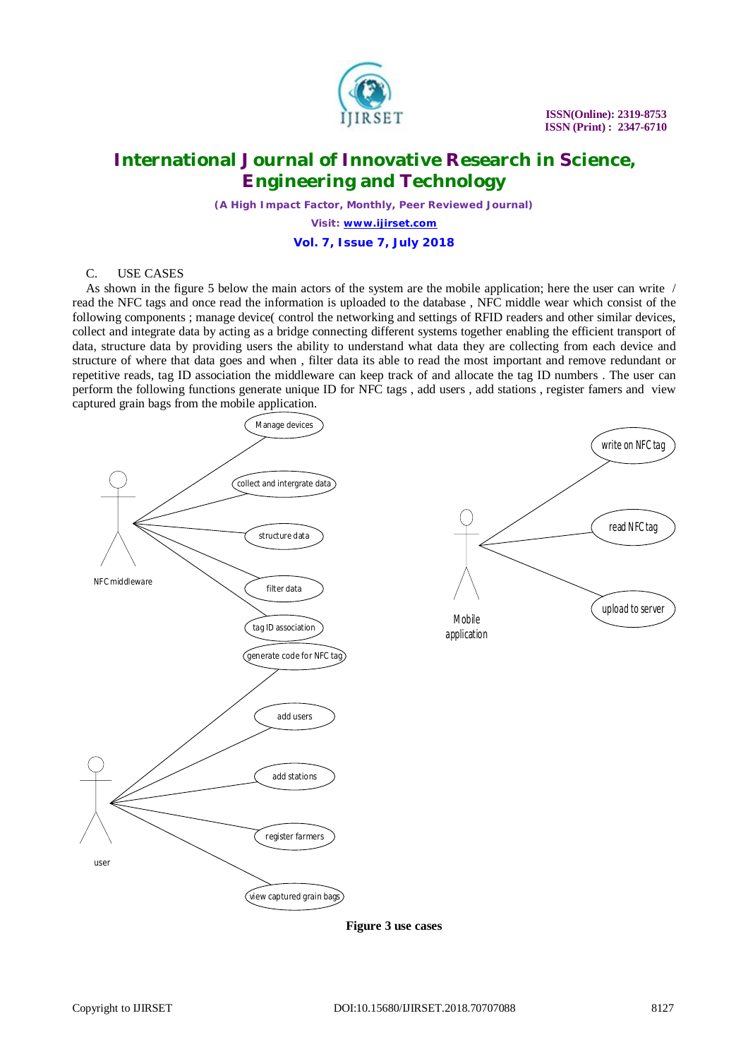C. USE CASES

As shown in the figure 5 below the main actors of the system are the mobile application; here the user can write / read the NFC tags and once read the information is uploaded to the database , NFC middle wear which consist of the following components ; manage device( control the networking and settings of RFID readers and other similar devices, collect and integrate data by acting as a bridge connecting different systems together enabling the efficient transport of data, structure data by providing users the ability to understand what data they are collecting from each device and structure of where that data goes and when , filter data its able to read the most important and remove redundant or repetitive reads, tag ID association the middleware can keep track of and allocate the tag ID numbers . The user can perform the following functions generate unique ID for NFC tags , add users , add stations , register famers and view captured grain bags from the mobile application.

NFC middleware: Manage devices, collect and intergrate data, structure data, filter data, tag ID association

Mobile application: write on NFC tag, read NFC tag, upload to server

user: generate code for NFC tag, add users, add stations, register farmers, view captured grain bags

**Figure 3 use cases**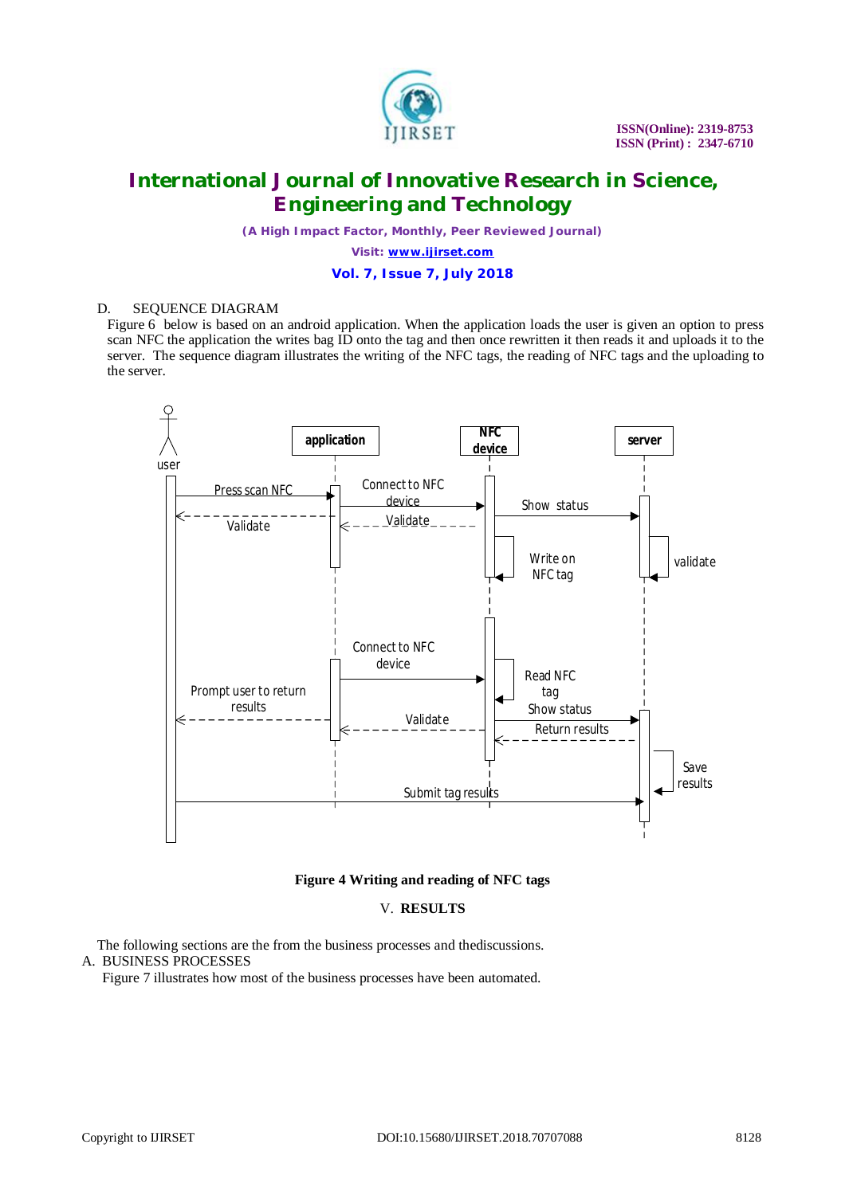D. SEQUENCE DIAGRAM

Figure 6 below is based on an android application. When the application loads the user is given an option to press scan NFC the application the writes bag ID onto the tag and then once rewritten it then reads it and uploads it to the server. The sequence diagram illustrates the writing of the NFC tags, the reading of NFC tags and the uploading to the server.

**Figure 4 Writing and reading of NFC tags**

## V. RESULTS

The following sections are the from the business processes and thediscussions.

A. BUSINESS PROCESSES

Figure 7 illustrates how most of the business processes have been automated.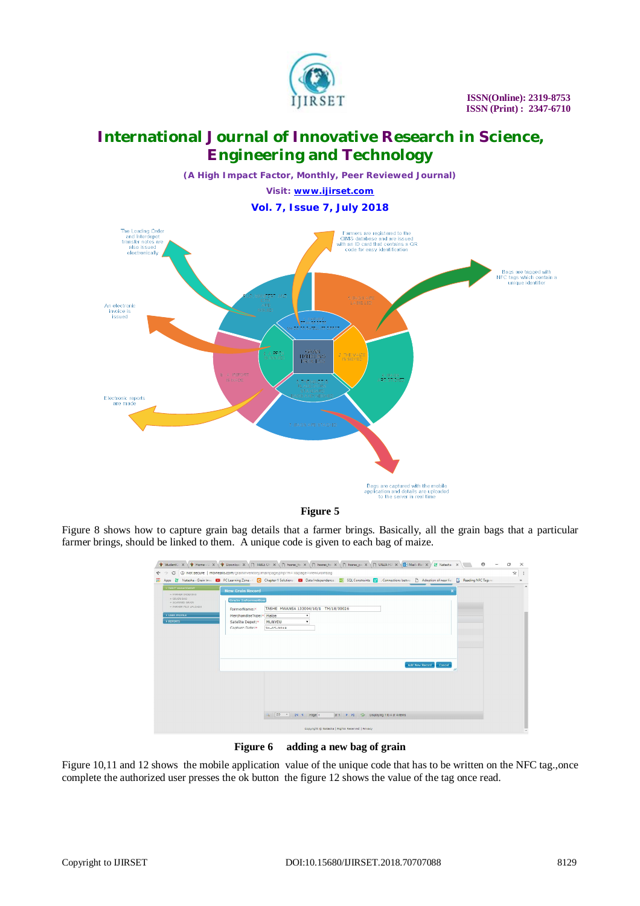**Figure 5**

Figure 8 shows how to capture grain bag details that a farmer brings. Basically, all the grain bags that a particular farmer brings, should be linked to them. A unique code is given to each bag of maize.

**Figure 6 adding a new bag of grain**

Figure 10,11 and 12 shows the mobile application value of the unique code that has to be written on the NFC tag.,once complete the authorized user presses the ok button the figure 12 shows the value of the tag once read.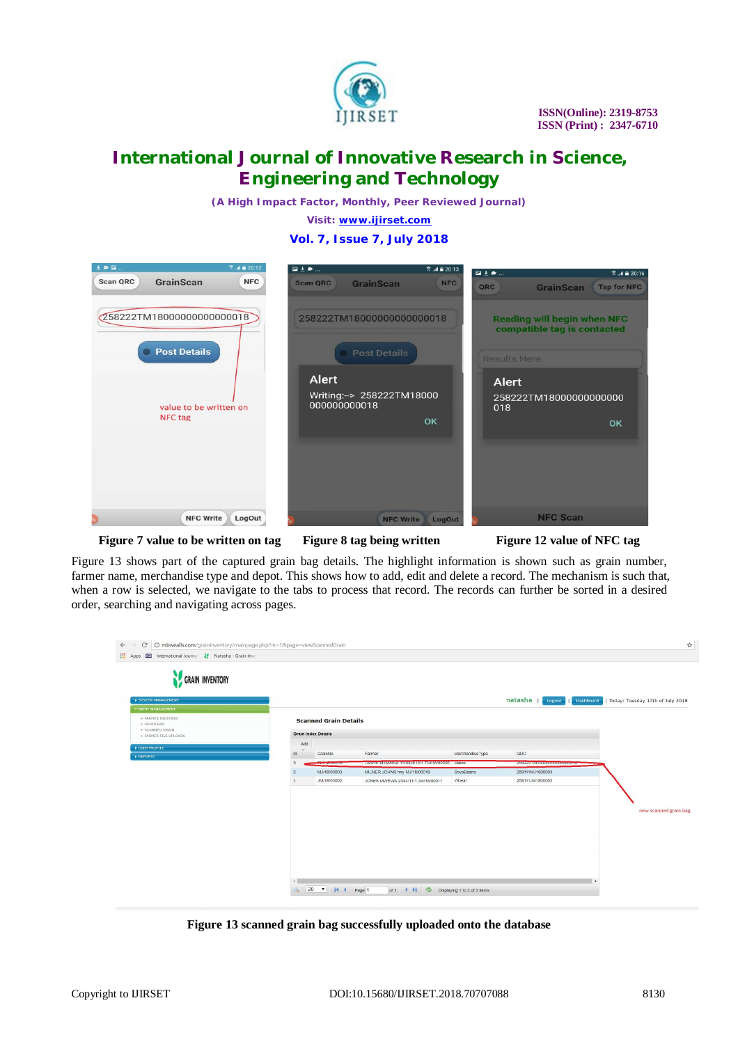Figure 7 value to be written on tag Figure 8 tag being written Figure 12 value of NFC tag

Figure 13 shows part of the captured grain bag details. The highlight information is shown such as grain number, farmer name, merchandise type and depot. This shows how to add, edit and delete a record. The mechanism is such that, when a row is selected, we navigate to the tabs to process that record. The records can further be sorted in a desired order, searching and navigating across pages.

Figure 13 scanned grain bag successfully uploaded onto the database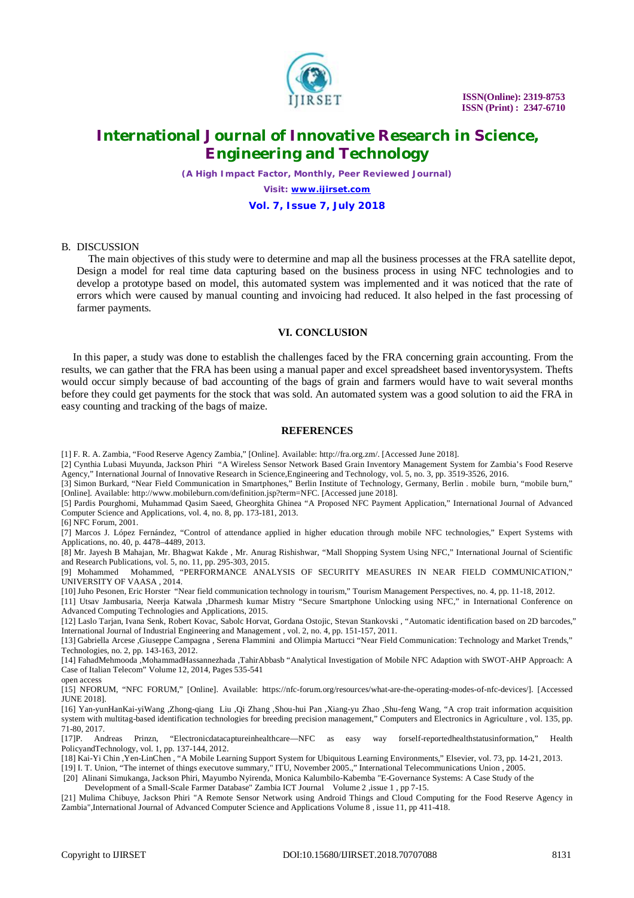B. DISCUSSION

The main objectives of this study were to determine and map all the business processes at the FRA satellite depot, Design a model for real time data capturing based on the business process in using NFC technologies and to develop a prototype based on model, this automated system was implemented and it was noticed that the rate of errors which were caused by manual counting and invoicing had reduced. It also helped in the fast processing of farmer payments.

## VI. CONCLUSION

In this paper, a study was done to establish the challenges faced by the FRA concerning grain accounting. From the results, we can gather that the FRA has been using a manual paper and excel spreadsheet based inventorysystem. Thefts would occur simply because of bad accounting of the bags of grain and farmers would have to wait several months before they could get payments for the stock that was sold. An automated system was a good solution to aid the FRA in easy counting and tracking of the bags of maize.

## REFERENCES

[1] F. R. A. Zambia, "Food Reserve Agency Zambia," [Online]. Available: http://fra.org.zm/. [Accessed June 2018].

[2] Cynthia Lubasi Muyunda, Jackson Phiri "A Wireless Sensor Network Based Grain Inventory Management System for Zambia's Food Reserve Agency," International Journal of Innovative Research in Science,Engineering and Technology, vol. 5, no. 3, pp. 3519-3526, 2016.

[3] Simon Burkard, "Near Field Communication in Smartphones," Berlin Institute of Technology, Germany, Berlin . mobile burn, "mobile burn," [Online]. Available: http://www.mobileburn.com/definition.jsp?term=NFC. [Accessed june 2018].

[5] Pardis Pourghomi, Muhammad Qasim Saeed, Gheorghita Ghinea "A Proposed NFC Payment Application," International Journal of Advanced Computer Science and Applications, vol. 4, no. 8, pp. 173-181, 2013.

[6] NFC Forum, 2001.

[7] Marcos J. López Fernández, "Control of attendance applied in higher education through mobile NFC technologies," Expert Systems with Applications, no. 40, p. 4478–4489, 2013.

[8] Mr. Jayesh B Mahajan, Mr. Bhagwat Kakde , Mr. Anurag Rishishwar, "Mall Shopping System Using NFC," International Journal of Scientific and Research Publications, vol. 5, no. 11, pp. 295-303, 2015.

[9] Mohammed Mohammed, "PERFORMANCE ANALYSIS OF SECURITY MEASURES IN NEAR FIELD COMMUNICATION," UNIVERSITY OF VAASA , 2014.

[10] Juho Pesonen, Eric Horster "Near field communication technology in tourism," Tourism Management Perspectives, no. 4, pp. 11-18, 2012.

[11] Utsav Jambusaria, Neerja Katwala ,Dharmesh kumar Mistry "Secure Smartphone Unlocking using NFC," in International Conference on Advanced Computing Technologies and Applications, 2015.

[12] Laslo Tarjan, Ivana Senk, Robert Kovac, Sabolc Horvat, Gordana Ostojic, Stevan Stankovski , "Automatic identification based on 2D barcodes," International Journal of Industrial Engineering and Management , vol. 2, no. 4, pp. 151-157, 2011.

[13] Gabriella Arcese ,Giuseppe Campagna , Serena Flammini and Olimpia Martucci "Near Field Communication: Technology and Market Trends," Technologies, no. 2, pp. 143-163, 2012.

[14] FahadMehmooda ,MohammadHassannezhada ,TahirAbbasb "Analytical Investigation of Mobile NFC Adaption with SWOT-AHP Approach: A Case of Italian Telecom" Volume 12, 2014, Pages 535-541 open access

[15] NFORUM, "NFC FORUM," [Online]. Available: https://nfc-forum.org/resources/what-are-the-operating-modes-of-nfc-devices/]. [Accessed JUNE 2018].

[16] Yan-yunHanKai-yiWang ,Zhong-qiang Liu ,Qi Zhang ,Shou-hui Pan ,Xiang-yu Zhao ,Shu-feng Wang, "A crop trait information acquisition system with multitag-based identification technologies for breeding precision management," Computers and Electronics in Agriculture , vol. 135, pp. 71-80, 2017.

[17]P. Andreas Prinzn, "Electronicdatacaptureinhealthcare—NFC as easy way forself-reportedhealthstatusinformation," Health PolicyandTechnology, vol. 1, pp. 137-144, 2012.

[18] Kai-Yi Chin ,Yen-LinChen , "A Mobile Learning Support System for Ubiquitous Learning Environments," Elsevier, vol. 73, pp. 14-21, 2013.

[19] I. T. Union, "The internet of things executove summary," ITU, November 2005.," International Telecommunications Union , 2005.

[20] Alinani Simukanga, Jackson Phiri, Mayumbo Nyirenda, Monica Kalumbilo-Kabemba "E-Governance Systems: A Case Study of the Development of a Small-Scale Farmer Database" Zambia ICT Journal Volume 2 ,issue 1 , pp 7-15.

[21] Mulima Chibuye, Jackson Phiri "A Remote Sensor Network using Android Things and Cloud Computing for the Food Reserve Agency in Zambia",International Journal of Advanced Computer Science and Applications Volume 8 , issue 11, pp 411-418.